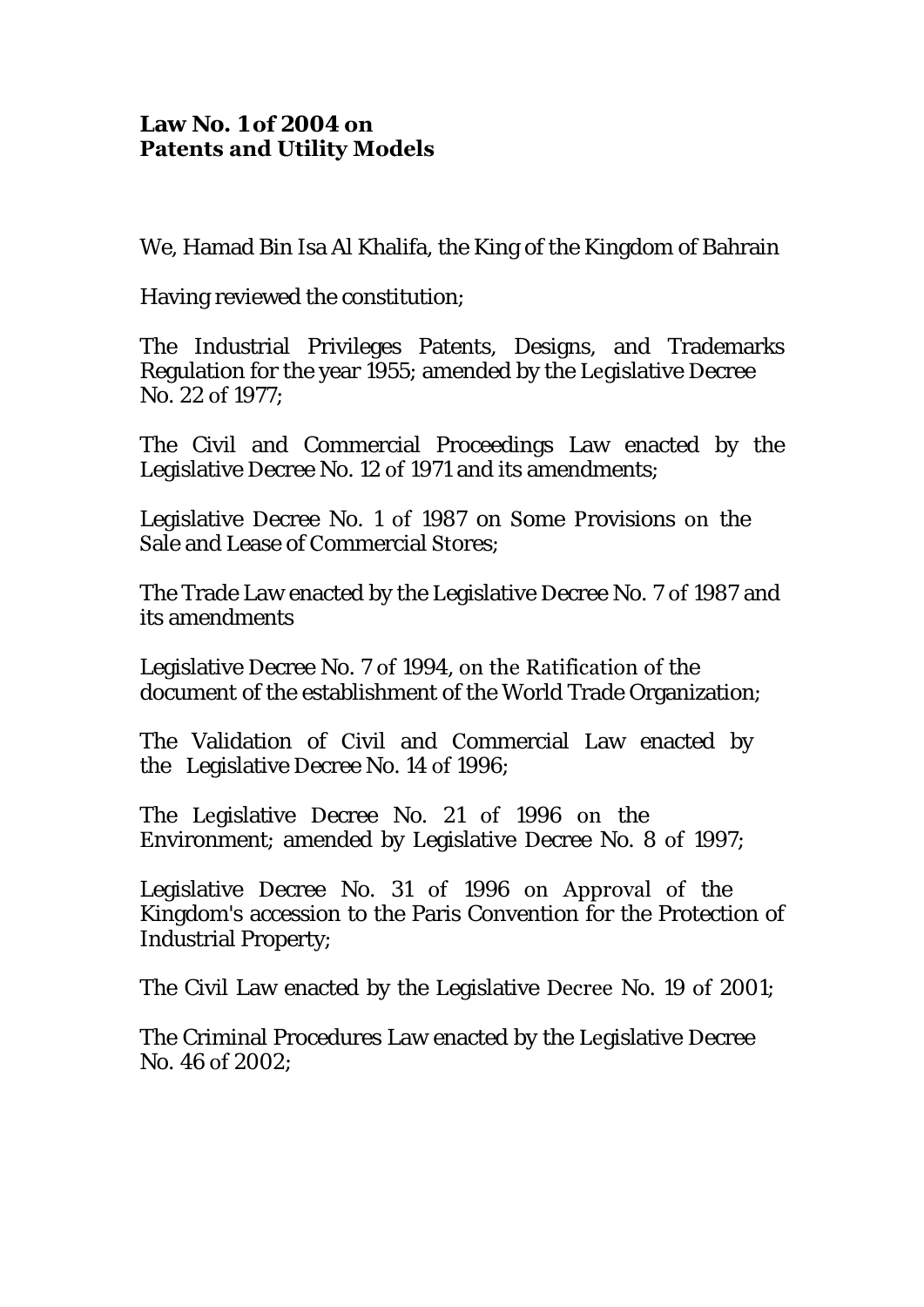# Law No. 1 of 2004 on Patents and Utility Models

We, Hamad Bin Isa Al Khalifa, the King of the Kingdom of Bahrain

Having reviewed the constitution;

The Industrial Privileges Patents, Designs, and Trademarks Regulation for the year 1955; amended by the Legislative Decree No. 22 of 1977;

The Civil and Commercial Proceedings Law enacted by the Legislative Decree No. 12 of 1971 and its amendments;

Legislative Decree No. 1 of 1987 on Some Provisions on the Sale and Lease of Commercial Stores;

The Trade Law enacted by the Legislative Decree No. 7 of 1987 and its amendments

Legislative Decree No. 7 of 1994, on the Ratification of the document of the establishment of the World Trade Organization;

The Validation of Civil and Commercial Law enacted by the Legislative Decree No. 14 of 1996;

The Legislative Decree No. 21 of 1996 on the Environment; amended by Legislative Decree No. 8 of 1997;

Legislative Decree No. 31 of 1996 on Approval of the Kingdom's accession to the Paris Convention for the Protection of Industrial Property;

The Civil Law enacted by the Legislative Decree No. 19 of 2001;

The Criminal Procedures Law enacted by the Legislative Decree No. 46 of 2002;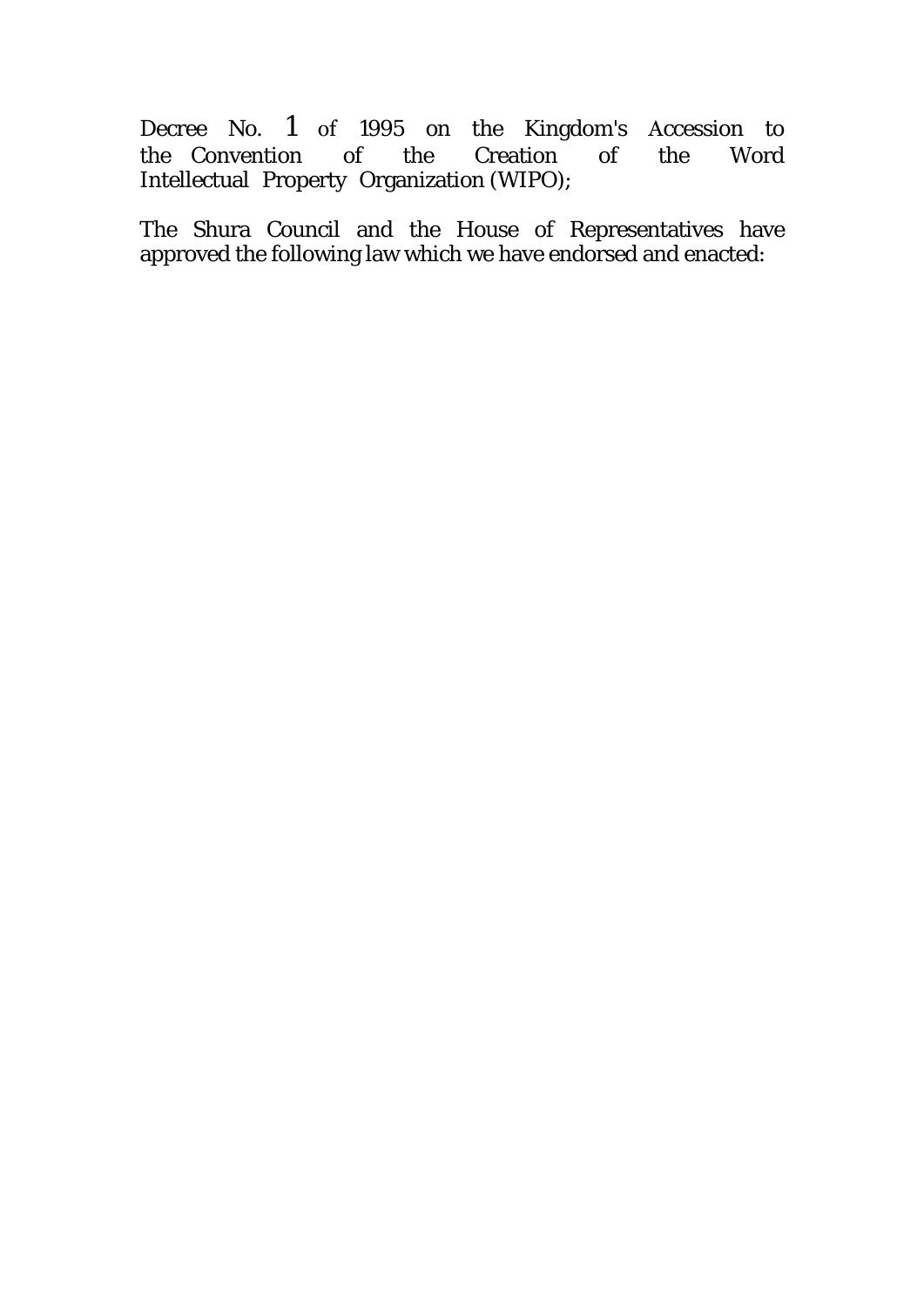Decree No. 1 of 1995 on the Kingdom's Accession to the Convention of the Creation of the Word Intellectual Property Organization (WIPO);

The Shura Council and the House of Representatives have approved the following law which we have endorsed and enacted: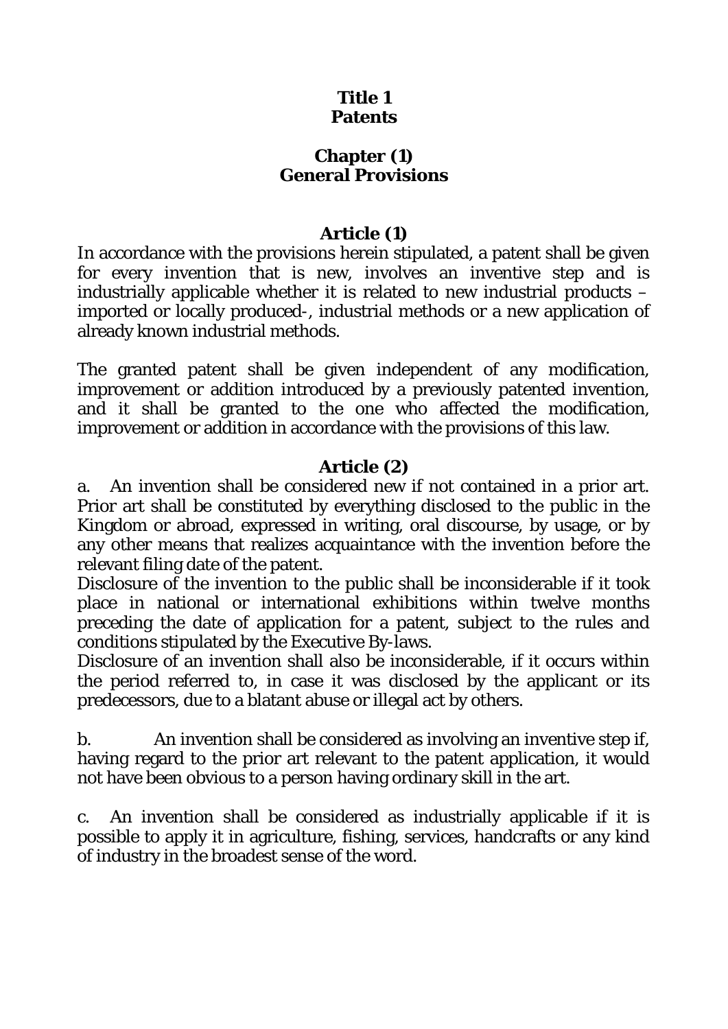# Title 1
# Patents

## Chapter (1)
## General Provisions

### Article (1)

In accordance with the provisions herein stipulated, a patent shall be given for every invention that is new, involves an inventive step and is industrially applicable whether it is related to new industrial products – imported or locally produced-, industrial methods or a new application of already known industrial methods.

The granted patent shall be given independent of any modification, improvement or addition introduced by a previously patented invention, and it shall be granted to the one who affected the modification, improvement or addition in accordance with the provisions of this law.

### Article (2)

a. An invention shall be considered new if not contained in a prior art. Prior art shall be constituted by everything disclosed to the public in the Kingdom or abroad, expressed in writing, oral discourse, by usage, or by any other means that realizes acquaintance with the invention before the relevant filing date of the patent.

Disclosure of the invention to the public shall be inconsiderable if it took place in national or international exhibitions within twelve months preceding the date of application for a patent, subject to the rules and conditions stipulated by the Executive By-laws.

Disclosure of an invention shall also be inconsiderable, if it occurs within the period referred to, in case it was disclosed by the applicant or its predecessors, due to a blatant abuse or illegal act by others.

b. An invention shall be considered as involving an inventive step if, having regard to the prior art relevant to the patent application, it would not have been obvious to a person having ordinary skill in the art.

c. An invention shall be considered as industrially applicable if it is possible to apply it in agriculture, fishing, services, handcrafts or any kind of industry in the broadest sense of the word.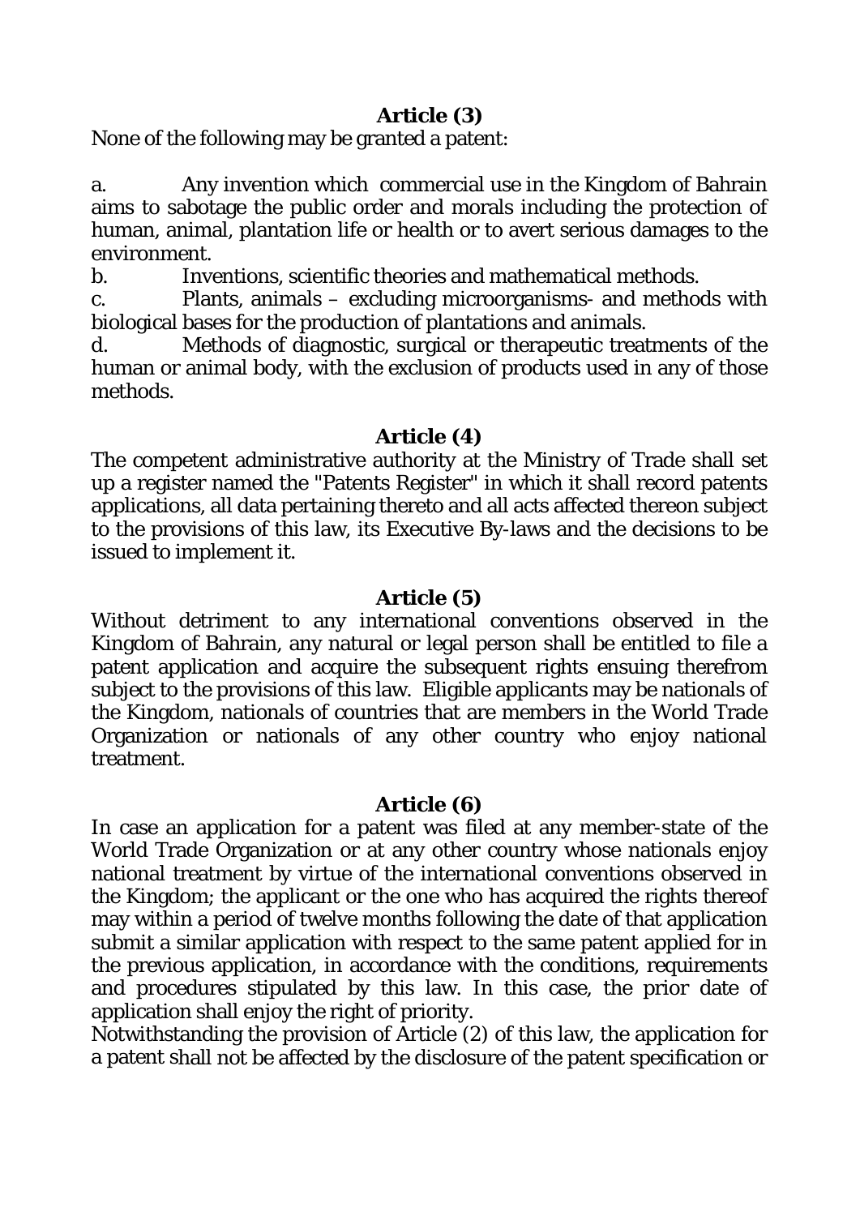### Article (3)

None of the following may be granted a patent:

a. Any invention which commercial use in the Kingdom of Bahrain aims to sabotage the public order and morals including the protection of human, animal, plantation life or health or to avert serious damages to the environment.

b. Inventions, scientific theories and mathematical methods.

c. Plants, animals – excluding microorganisms- and methods with biological bases for the production of plantations and animals.

d. Methods of diagnostic, surgical or therapeutic treatments of the human or animal body, with the exclusion of products used in any of those methods.

### Article (4)

The competent administrative authority at the Ministry of Trade shall set up a register named the "Patents Register" in which it shall record patents applications, all data pertaining thereto and all acts affected thereon subject to the provisions of this law, its Executive By-laws and the decisions to be issued to implement it.

### Article (5)

Without detriment to any international conventions observed in the Kingdom of Bahrain, any natural or legal person shall be entitled to file a patent application and acquire the subsequent rights ensuing therefrom subject to the provisions of this law. Eligible applicants may be nationals of the Kingdom, nationals of countries that are members in the World Trade Organization or nationals of any other country who enjoy national treatment.

### Article (6)

In case an application for a patent was filed at any member-state of the World Trade Organization or at any other country whose nationals enjoy national treatment by virtue of the international conventions observed in the Kingdom; the applicant or the one who has acquired the rights thereof may within a period of twelve months following the date of that application submit a similar application with respect to the same patent applied for in the previous application, in accordance with the conditions, requirements and procedures stipulated by this law. In this case, the prior date of application shall enjoy the right of priority.

Notwithstanding the provision of Article (2) of this law, the application for a patent shall not be affected by the disclosure of the patent specification or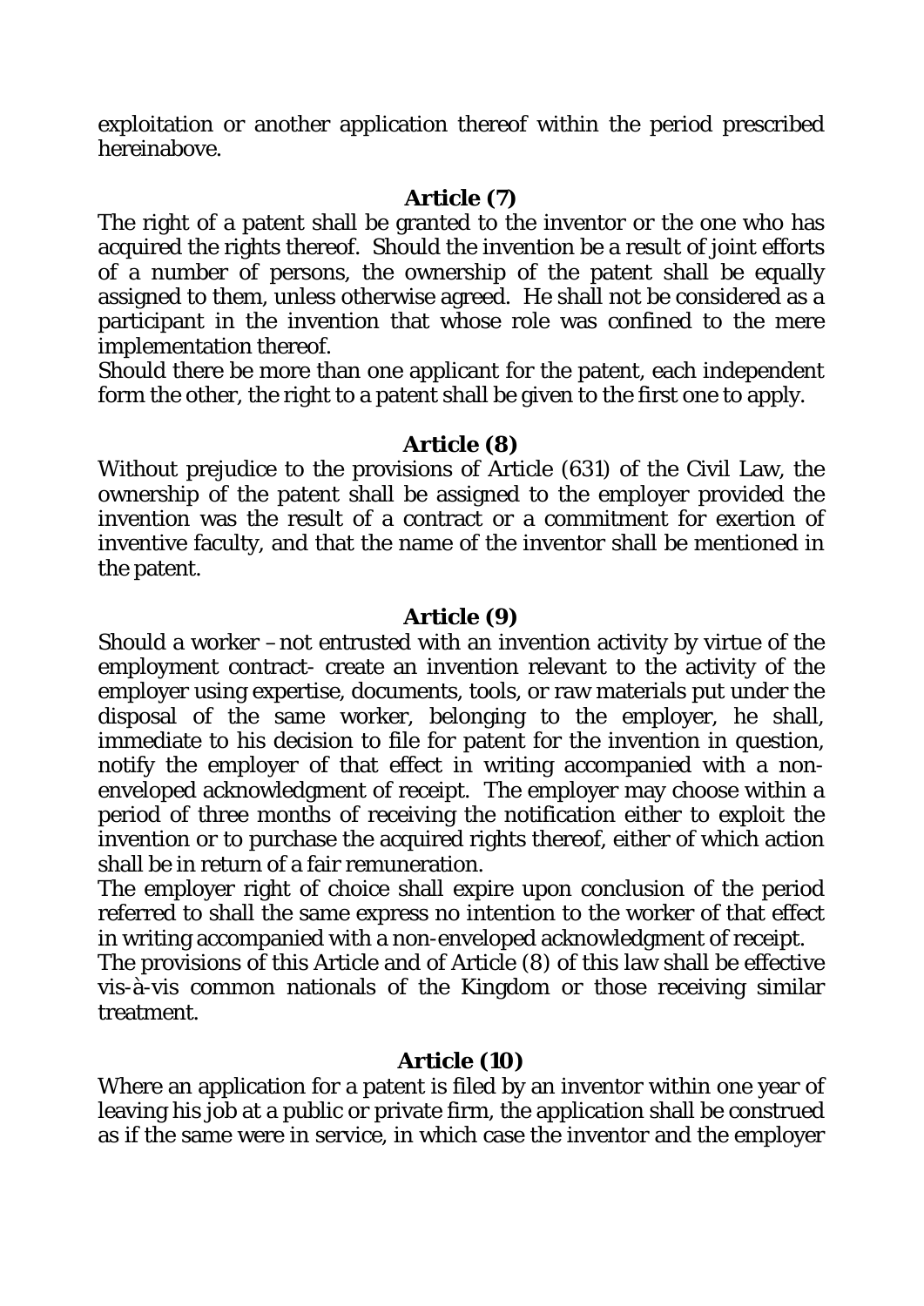exploitation or another application thereof within the period prescribed hereinabove.

**Article (7)**

The right of a patent shall be granted to the inventor or the one who has acquired the rights thereof. Should the invention be a result of joint efforts of a number of persons, the ownership of the patent shall be equally assigned to them, unless otherwise agreed. He shall not be considered as a participant in the invention that whose role was confined to the mere implementation thereof.

Should there be more than one applicant for the patent, each independent form the other, the right to a patent shall be given to the first one to apply.

**Article (8)**

Without prejudice to the provisions of Article (631) of the Civil Law, the ownership of the patent shall be assigned to the employer provided the invention was the result of a contract or a commitment for exertion of inventive faculty, and that the name of the inventor shall be mentioned in the patent.

**Article (9)**

Should a worker –not entrusted with an invention activity by virtue of the employment contract- create an invention relevant to the activity of the employer using expertise, documents, tools, or raw materials put under the disposal of the same worker, belonging to the employer, he shall, immediate to his decision to file for patent for the invention in question, notify the employer of that effect in writing accompanied with a non-enveloped acknowledgment of receipt. The employer may choose within a period of three months of receiving the notification either to exploit the invention or to purchase the acquired rights thereof, either of which action shall be in return of a fair remuneration.

The employer right of choice shall expire upon conclusion of the period referred to shall the same express no intention to the worker of that effect in writing accompanied with a non-enveloped acknowledgment of receipt.

The provisions of this Article and of Article (8) of this law shall be effective vis-à-vis common nationals of the Kingdom or those receiving similar treatment.

**Article (10)**

Where an application for a patent is filed by an inventor within one year of leaving his job at a public or private firm, the application shall be construed as if the same were in service, in which case the inventor and the employer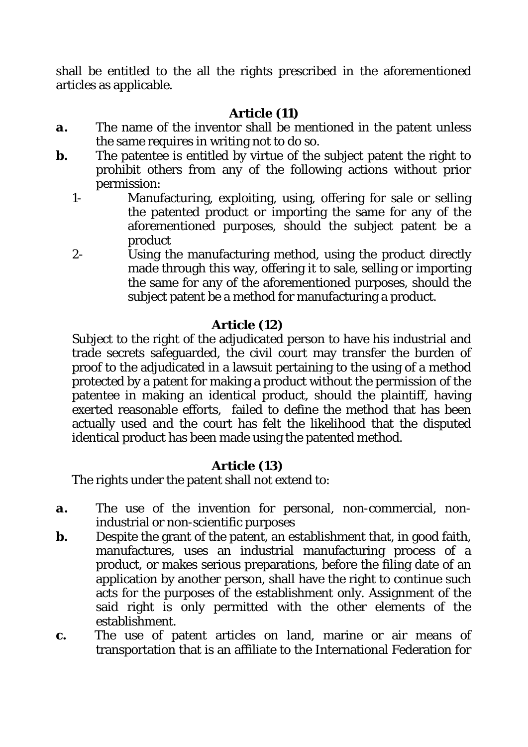shall be entitled to the all the rights prescribed in the aforementioned articles as applicable.

### Article (11)

**a.** The name of the inventor shall be mentioned in the patent unless the same requires in writing not to do so.

**b.** The patentee is entitled by virtue of the subject patent the right to prohibit others from any of the following actions without prior permission:

1- Manufacturing, exploiting, using, offering for sale or selling the patented product or importing the same for any of the aforementioned purposes, should the subject patent be a product

2- Using the manufacturing method, using the product directly made through this way, offering it to sale, selling or importing the same for any of the aforementioned purposes, should the subject patent be a method for manufacturing a product.

### Article (12)

Subject to the right of the adjudicated person to have his industrial and trade secrets safeguarded, the civil court may transfer the burden of proof to the adjudicated in a lawsuit pertaining to the using of a method protected by a patent for making a product without the permission of the patentee in making an identical product, should the plaintiff, having exerted reasonable efforts, failed to define the method that has been actually used and the court has felt the likelihood that the disputed identical product has been made using the patented method.

### Article (13)

The rights under the patent shall not extend to:

**a.** The use of the invention for personal, non-commercial, non-industrial or non-scientific purposes

**b.** Despite the grant of the patent, an establishment that, in good faith, manufactures, uses an industrial manufacturing process of a product, or makes serious preparations, before the filing date of an application by another person, shall have the right to continue such acts for the purposes of the establishment only. Assignment of the said right is only permitted with the other elements of the establishment.

**c.** The use of patent articles on land, marine or air means of transportation that is an affiliate to the International Federation for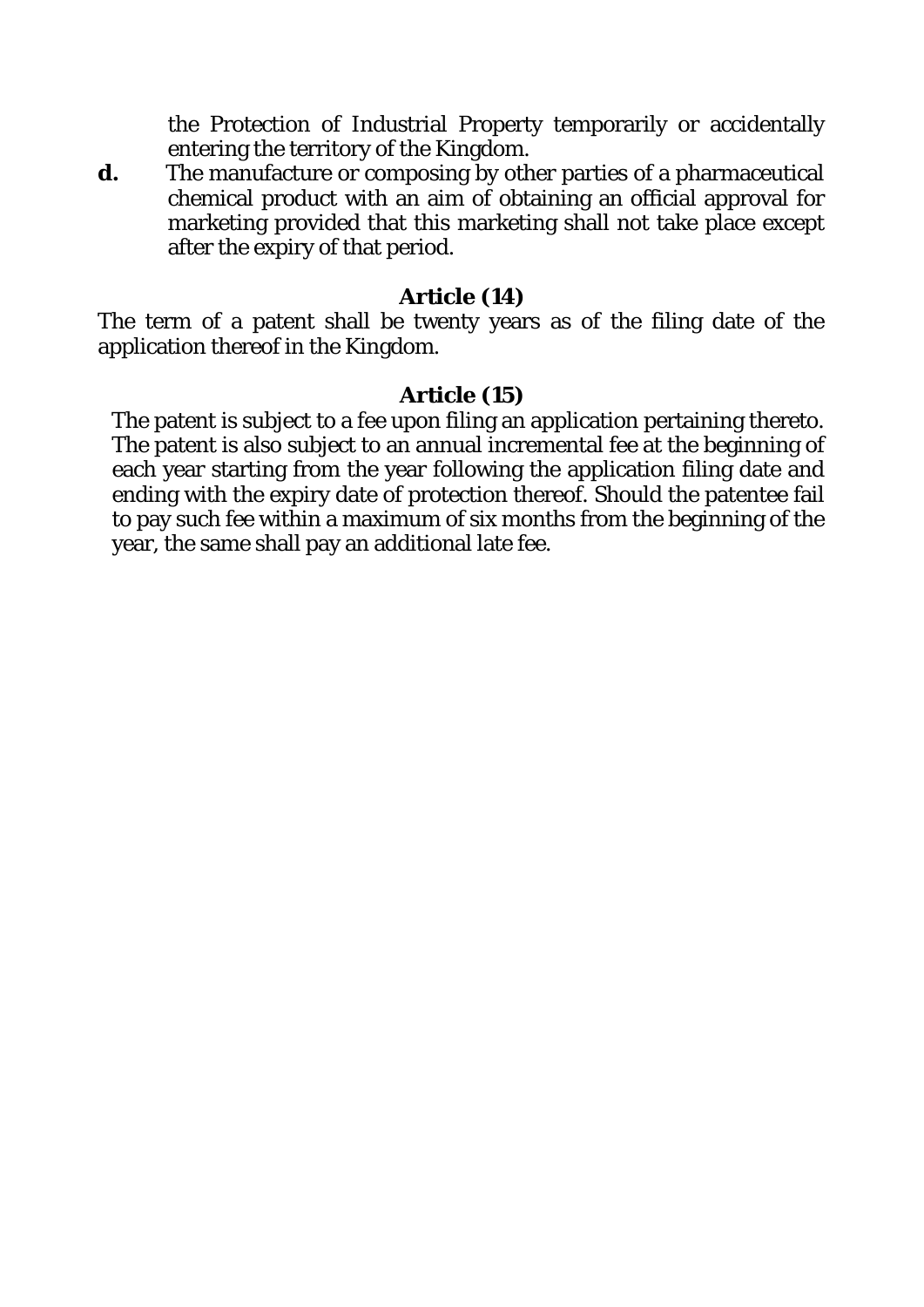the Protection of Industrial Property temporarily or accidentally entering the territory of the Kingdom.

**d.** The manufacture or composing by other parties of a pharmaceutical chemical product with an aim of obtaining an official approval for marketing provided that this marketing shall not take place except after the expiry of that period.

### Article (14)

The term of a patent shall be twenty years as of the filing date of the application thereof in the Kingdom.

### Article (15)

The patent is subject to a fee upon filing an application pertaining thereto. The patent is also subject to an annual incremental fee at the beginning of each year starting from the year following the application filing date and ending with the expiry date of protection thereof. Should the patentee fail to pay such fee within a maximum of six months from the beginning of the year, the same shall pay an additional late fee.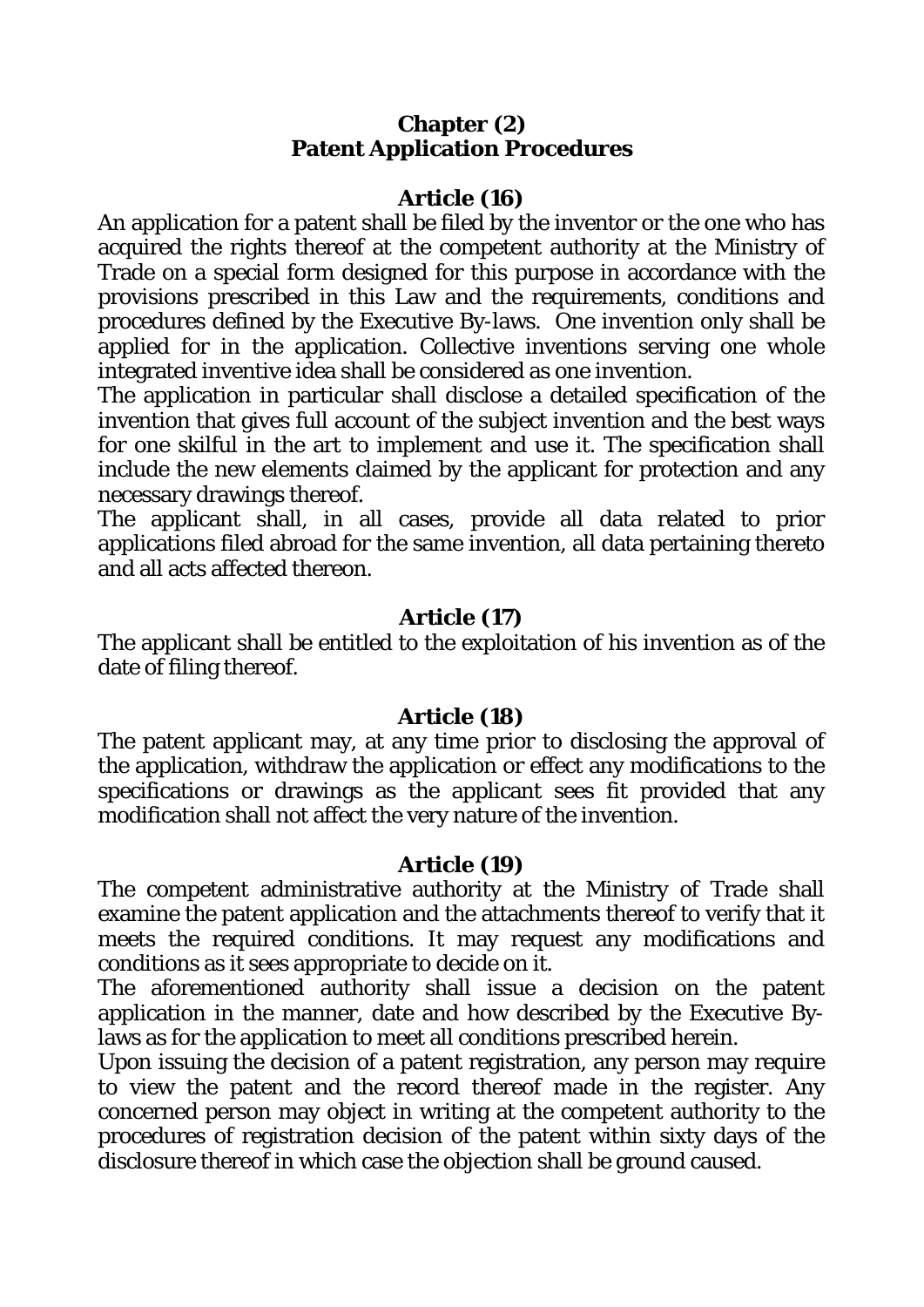## Chapter (2)
## Patent Application Procedures

### Article (16)

An application for a patent shall be filed by the inventor or the one who has acquired the rights thereof at the competent authority at the Ministry of Trade on a special form designed for this purpose in accordance with the provisions prescribed in this Law and the requirements, conditions and procedures defined by the Executive By-laws. One invention only shall be applied for in the application. Collective inventions serving one whole integrated inventive idea shall be considered as one invention.

The application in particular shall disclose a detailed specification of the invention that gives full account of the subject invention and the best ways for one skilful in the art to implement and use it. The specification shall include the new elements claimed by the applicant for protection and any necessary drawings thereof.

The applicant shall, in all cases, provide all data related to prior applications filed abroad for the same invention, all data pertaining thereto and all acts affected thereon.

### Article (17)

The applicant shall be entitled to the exploitation of his invention as of the date of filing thereof.

### Article (18)

The patent applicant may, at any time prior to disclosing the approval of the application, withdraw the application or effect any modifications to the specifications or drawings as the applicant sees fit provided that any modification shall not affect the very nature of the invention.

### Article (19)

The competent administrative authority at the Ministry of Trade shall examine the patent application and the attachments thereof to verify that it meets the required conditions. It may request any modifications and conditions as it sees appropriate to decide on it.

The aforementioned authority shall issue a decision on the patent application in the manner, date and how described by the Executive By-laws as for the application to meet all conditions prescribed herein.

Upon issuing the decision of a patent registration, any person may require to view the patent and the record thereof made in the register. Any concerned person may object in writing at the competent authority to the procedures of registration decision of the patent within sixty days of the disclosure thereof in which case the objection shall be ground caused.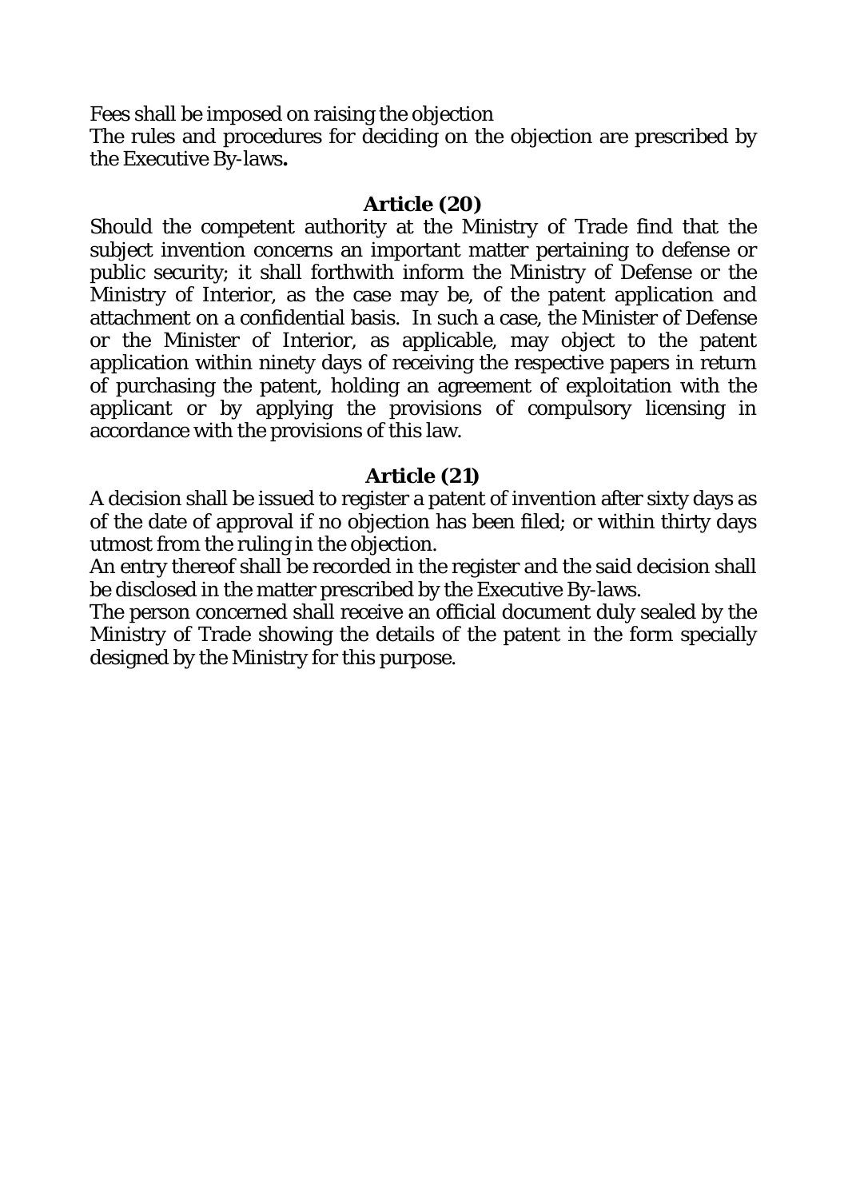Fees shall be imposed on raising the objection

The rules and procedures for deciding on the objection are prescribed by the Executive By-laws**.**

### Article (20)

Should the competent authority at the Ministry of Trade find that the subject invention concerns an important matter pertaining to defense or public security; it shall forthwith inform the Ministry of Defense or the Ministry of Interior, as the case may be, of the patent application and attachment on a confidential basis. In such a case, the Minister of Defense or the Minister of Interior, as applicable, may object to the patent application within ninety days of receiving the respective papers in return of purchasing the patent, holding an agreement of exploitation with the applicant or by applying the provisions of compulsory licensing in accordance with the provisions of this law.

### Article (21)

A decision shall be issued to register a patent of invention after sixty days as of the date of approval if no objection has been filed; or within thirty days utmost from the ruling in the objection.

An entry thereof shall be recorded in the register and the said decision shall be disclosed in the matter prescribed by the Executive By-laws.

The person concerned shall receive an official document duly sealed by the Ministry of Trade showing the details of the patent in the form specially designed by the Ministry for this purpose.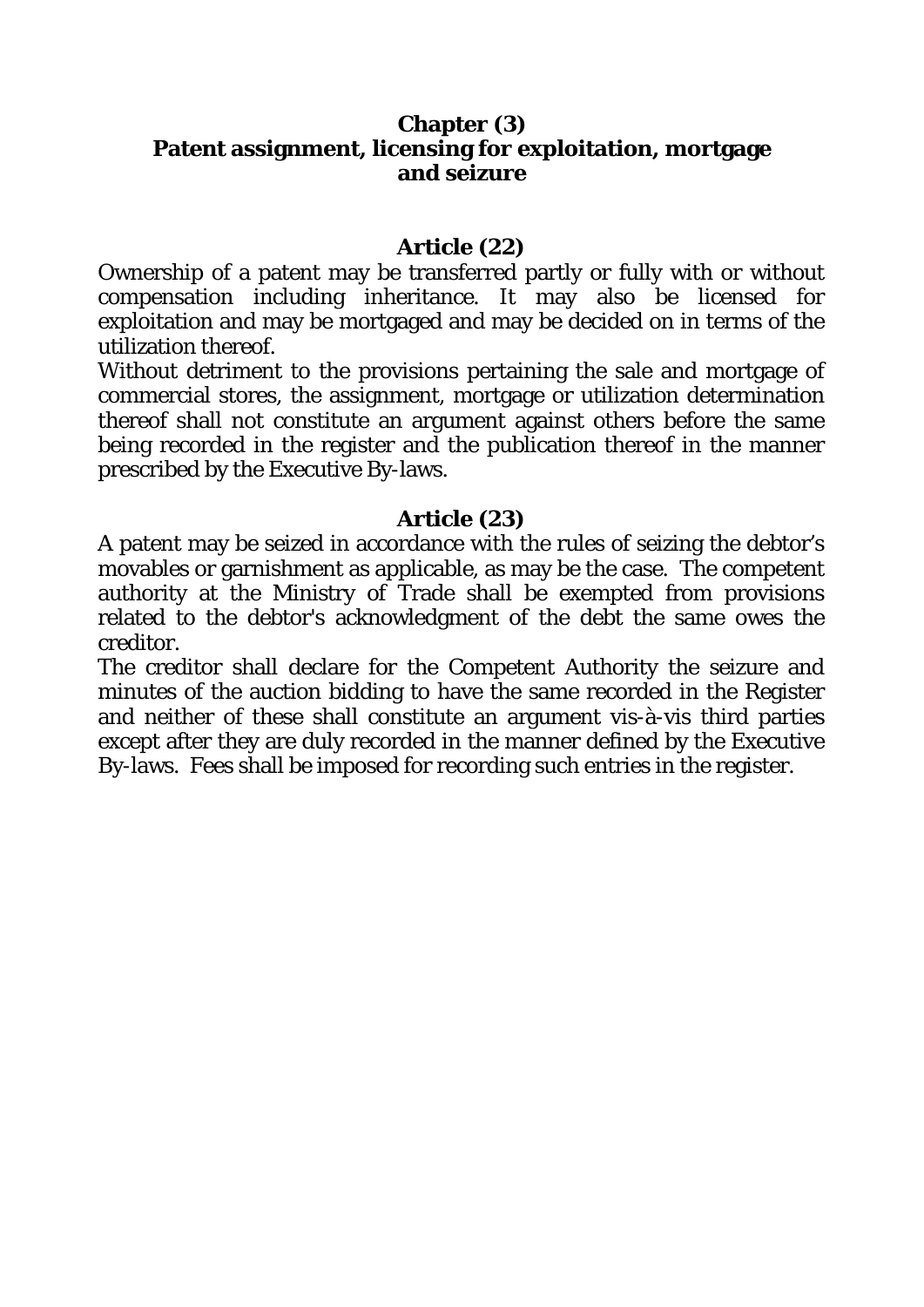## Chapter (3)
## Patent assignment, licensing for exploitation, mortgage and seizure

### Article (22)

Ownership of a patent may be transferred partly or fully with or without compensation including inheritance. It may also be licensed for exploitation and may be mortgaged and may be decided on in terms of the utilization thereof.

Without detriment to the provisions pertaining the sale and mortgage of commercial stores, the assignment, mortgage or utilization determination thereof shall not constitute an argument against others before the same being recorded in the register and the publication thereof in the manner prescribed by the Executive By-laws.

### Article (23)

A patent may be seized in accordance with the rules of seizing the debtor's movables or garnishment as applicable, as may be the case. The competent authority at the Ministry of Trade shall be exempted from provisions related to the debtor's acknowledgment of the debt the same owes the creditor.

The creditor shall declare for the Competent Authority the seizure and minutes of the auction bidding to have the same recorded in the Register and neither of these shall constitute an argument vis-à-vis third parties except after they are duly recorded in the manner defined by the Executive By-laws. Fees shall be imposed for recording such entries in the register.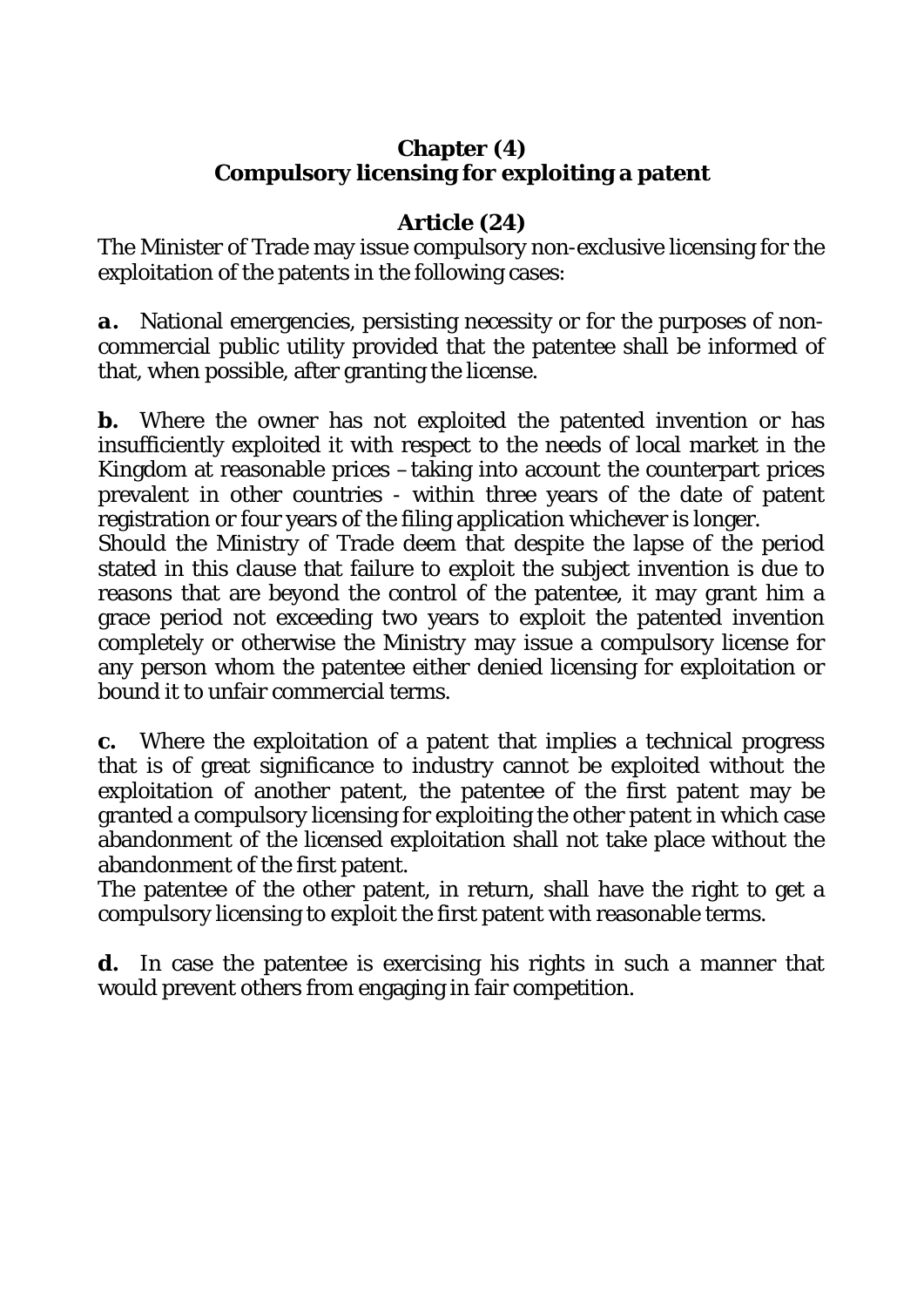## Chapter (4)
## Compulsory licensing for exploiting a patent

### Article (24)

The Minister of Trade may issue compulsory non-exclusive licensing for the exploitation of the patents in the following cases:

**a.** National emergencies, persisting necessity or for the purposes of non-commercial public utility provided that the patentee shall be informed of that, when possible, after granting the license.

**b.** Where the owner has not exploited the patented invention or has insufficiently exploited it with respect to the needs of local market in the Kingdom at reasonable prices – taking into account the counterpart prices prevalent in other countries - within three years of the date of patent registration or four years of the filing application whichever is longer.
Should the Ministry of Trade deem that despite the lapse of the period stated in this clause that failure to exploit the subject invention is due to reasons that are beyond the control of the patentee, it may grant him a grace period not exceeding two years to exploit the patented invention completely or otherwise the Ministry may issue a compulsory license for any person whom the patentee either denied licensing for exploitation or bound it to unfair commercial terms.

**c.** Where the exploitation of a patent that implies a technical progress that is of great significance to industry cannot be exploited without the exploitation of another patent, the patentee of the first patent may be granted a compulsory licensing for exploiting the other patent in which case abandonment of the licensed exploitation shall not take place without the abandonment of the first patent.
The patentee of the other patent, in return, shall have the right to get a compulsory licensing to exploit the first patent with reasonable terms.

**d.** In case the patentee is exercising his rights in such a manner that would prevent others from engaging in fair competition.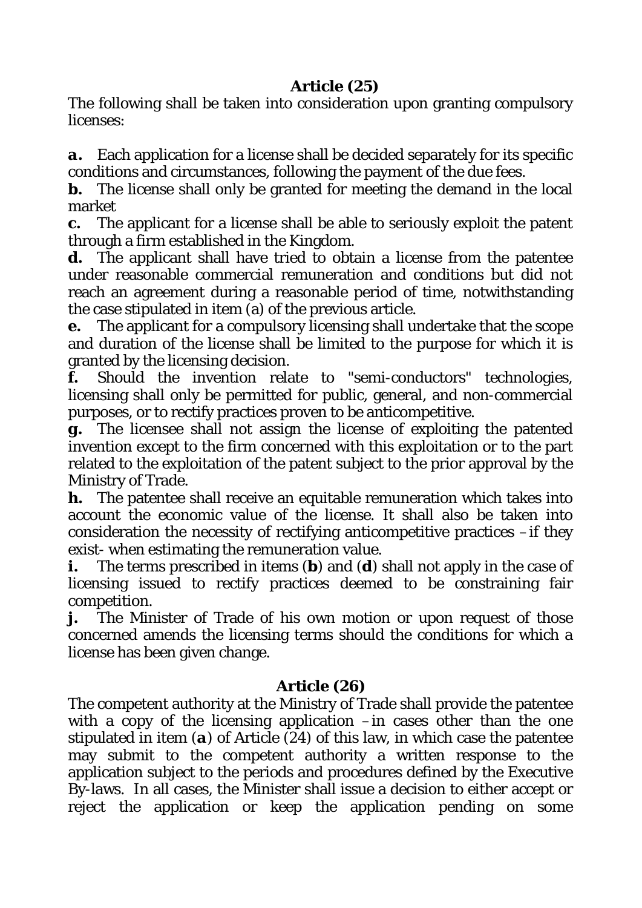## Article (25)

The following shall be taken into consideration upon granting compulsory licenses:

**a.** Each application for a license shall be decided separately for its specific conditions and circumstances, following the payment of the due fees.

**b.** The license shall only be granted for meeting the demand in the local market

**c.** The applicant for a license shall be able to seriously exploit the patent through a firm established in the Kingdom.

**d.** The applicant shall have tried to obtain a license from the patentee under reasonable commercial remuneration and conditions but did not reach an agreement during a reasonable period of time, notwithstanding the case stipulated in item (a) of the previous article.

**e.** The applicant for a compulsory licensing shall undertake that the scope and duration of the license shall be limited to the purpose for which it is granted by the licensing decision.

**f.** Should the invention relate to "semi-conductors" technologies, licensing shall only be permitted for public, general, and non-commercial purposes, or to rectify practices proven to be anticompetitive.

**g.** The licensee shall not assign the license of exploiting the patented invention except to the firm concerned with this exploitation or to the part related to the exploitation of the patent subject to the prior approval by the Ministry of Trade.

**h.** The patentee shall receive an equitable remuneration which takes into account the economic value of the license. It shall also be taken into consideration the necessity of rectifying anticompetitive practices –if they exist- when estimating the remuneration value.

**i.** The terms prescribed in items (**b**) and (**d**) shall not apply in the case of licensing issued to rectify practices deemed to be constraining fair competition.

**j.** The Minister of Trade of his own motion or upon request of those concerned amends the licensing terms should the conditions for which a license has been given change.

## Article (26)

The competent authority at the Ministry of Trade shall provide the patentee with a copy of the licensing application –in cases other than the one stipulated in item (**a**) of Article (24) of this law, in which case the patentee may submit to the competent authority a written response to the application subject to the periods and procedures defined by the Executive By-laws. In all cases, the Minister shall issue a decision to either accept or reject the application or keep the application pending on some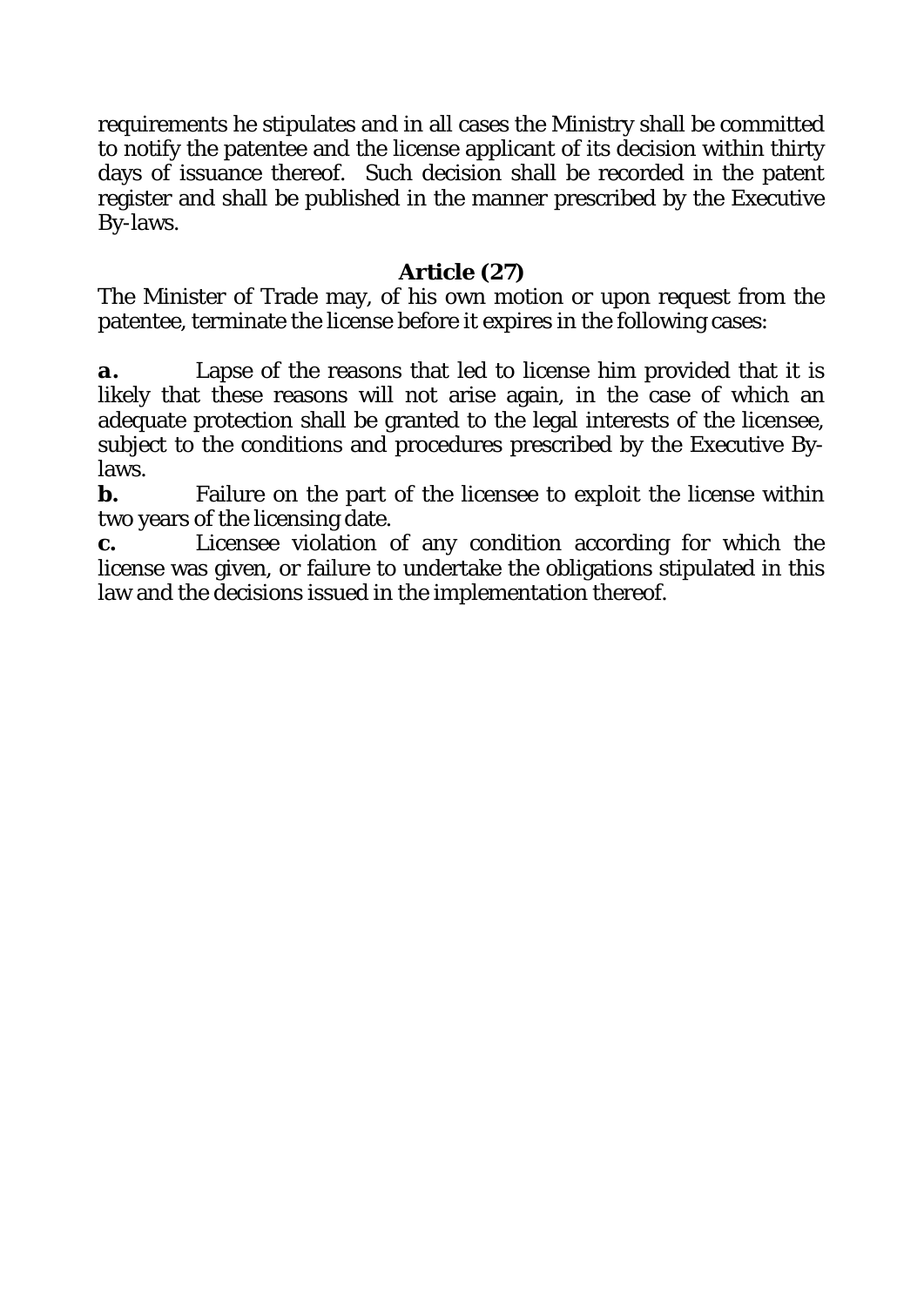requirements he stipulates and in all cases the Ministry shall be committed to notify the patentee and the license applicant of its decision within thirty days of issuance thereof. Such decision shall be recorded in the patent register and shall be published in the manner prescribed by the Executive By-laws.

### Article (27)

The Minister of Trade may, of his own motion or upon request from the patentee, terminate the license before it expires in the following cases:

**a.** Lapse of the reasons that led to license him provided that it is likely that these reasons will not arise again, in the case of which an adequate protection shall be granted to the legal interests of the licensee, subject to the conditions and procedures prescribed by the Executive By-laws.

**b.** Failure on the part of the licensee to exploit the license within two years of the licensing date.

**c.** Licensee violation of any condition according for which the license was given, or failure to undertake the obligations stipulated in this law and the decisions issued in the implementation thereof.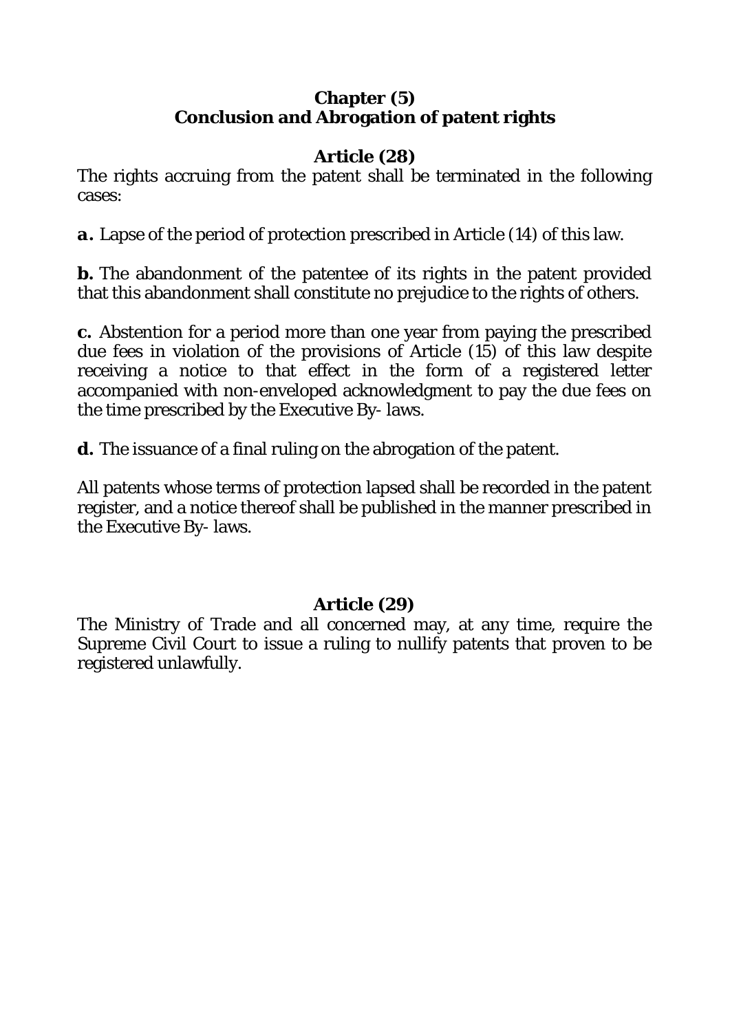## Chapter (5)
## Conclusion and Abrogation of patent rights

### Article (28)

The rights accruing from the patent shall be terminated in the following cases:

**a.** Lapse of the period of protection prescribed in Article (14) of this law.

**b.** The abandonment of the patentee of its rights in the patent provided that this abandonment shall constitute no prejudice to the rights of others.

**c.** Abstention for a period more than one year from paying the prescribed due fees in violation of the provisions of Article (15) of this law despite receiving a notice to that effect in the form of a registered letter accompanied with non-enveloped acknowledgment to pay the due fees on the time prescribed by the Executive By- laws.

**d.** The issuance of a final ruling on the abrogation of the patent.

All patents whose terms of protection lapsed shall be recorded in the patent register, and a notice thereof shall be published in the manner prescribed in the Executive By- laws.

### Article (29)

The Ministry of Trade and all concerned may, at any time, require the Supreme Civil Court to issue a ruling to nullify patents that proven to be registered unlawfully.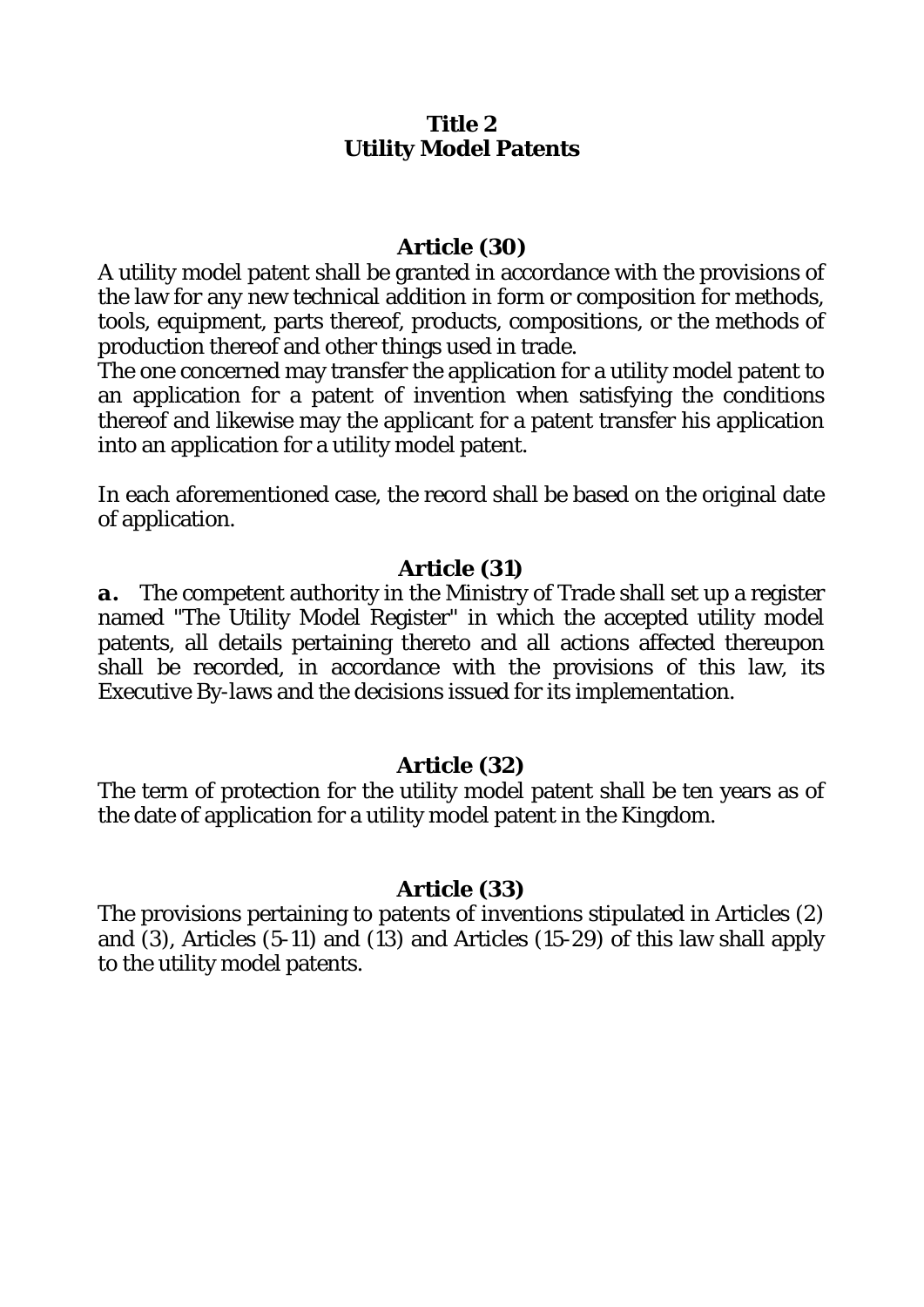## Title 2
## Utility Model Patents

### Article (30)

A utility model patent shall be granted in accordance with the provisions of the law for any new technical addition in form or composition for methods, tools, equipment, parts thereof, products, compositions, or the methods of production thereof and other things used in trade.

The one concerned may transfer the application for a utility model patent to an application for a patent of invention when satisfying the conditions thereof and likewise may the applicant for a patent transfer his application into an application for a utility model patent.

In each aforementioned case, the record shall be based on the original date of application.

### Article (31)

**a.** The competent authority in the Ministry of Trade shall set up a register named "The Utility Model Register" in which the accepted utility model patents, all details pertaining thereto and all actions affected thereupon shall be recorded, in accordance with the provisions of this law, its Executive By-laws and the decisions issued for its implementation.

### Article (32)

The term of protection for the utility model patent shall be ten years as of the date of application for a utility model patent in the Kingdom.

### Article (33)

The provisions pertaining to patents of inventions stipulated in Articles (2) and (3), Articles (5-11) and (13) and Articles (15-29) of this law shall apply to the utility model patents.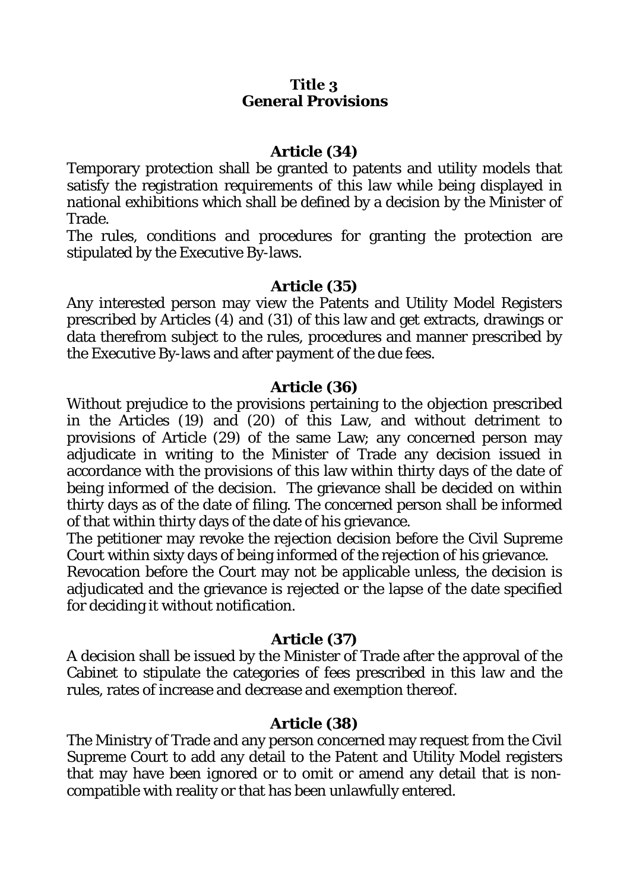## Title 3
## General Provisions

### Article (34)

Temporary protection shall be granted to patents and utility models that satisfy the registration requirements of this law while being displayed in national exhibitions which shall be defined by a decision by the Minister of Trade.

The rules, conditions and procedures for granting the protection are stipulated by the Executive By-laws.

### Article (35)

Any interested person may view the Patents and Utility Model Registers prescribed by Articles (4) and (31) of this law and get extracts, drawings or data therefrom subject to the rules, procedures and manner prescribed by the Executive By-laws and after payment of the due fees.

### Article (36)

Without prejudice to the provisions pertaining to the objection prescribed in the Articles (19) and (20) of this Law, and without detriment to provisions of Article (29) of the same Law; any concerned person may adjudicate in writing to the Minister of Trade any decision issued in accordance with the provisions of this law within thirty days of the date of being informed of the decision. The grievance shall be decided on within thirty days as of the date of filing. The concerned person shall be informed of that within thirty days of the date of his grievance.

The petitioner may revoke the rejection decision before the Civil Supreme Court within sixty days of being informed of the rejection of his grievance.

Revocation before the Court may not be applicable unless, the decision is adjudicated and the grievance is rejected or the lapse of the date specified for deciding it without notification.

### Article (37)

A decision shall be issued by the Minister of Trade after the approval of the Cabinet to stipulate the categories of fees prescribed in this law and the rules, rates of increase and decrease and exemption thereof.

### Article (38)

The Ministry of Trade and any person concerned may request from the Civil Supreme Court to add any detail to the Patent and Utility Model registers that may have been ignored or to omit or amend any detail that is non-compatible with reality or that has been unlawfully entered.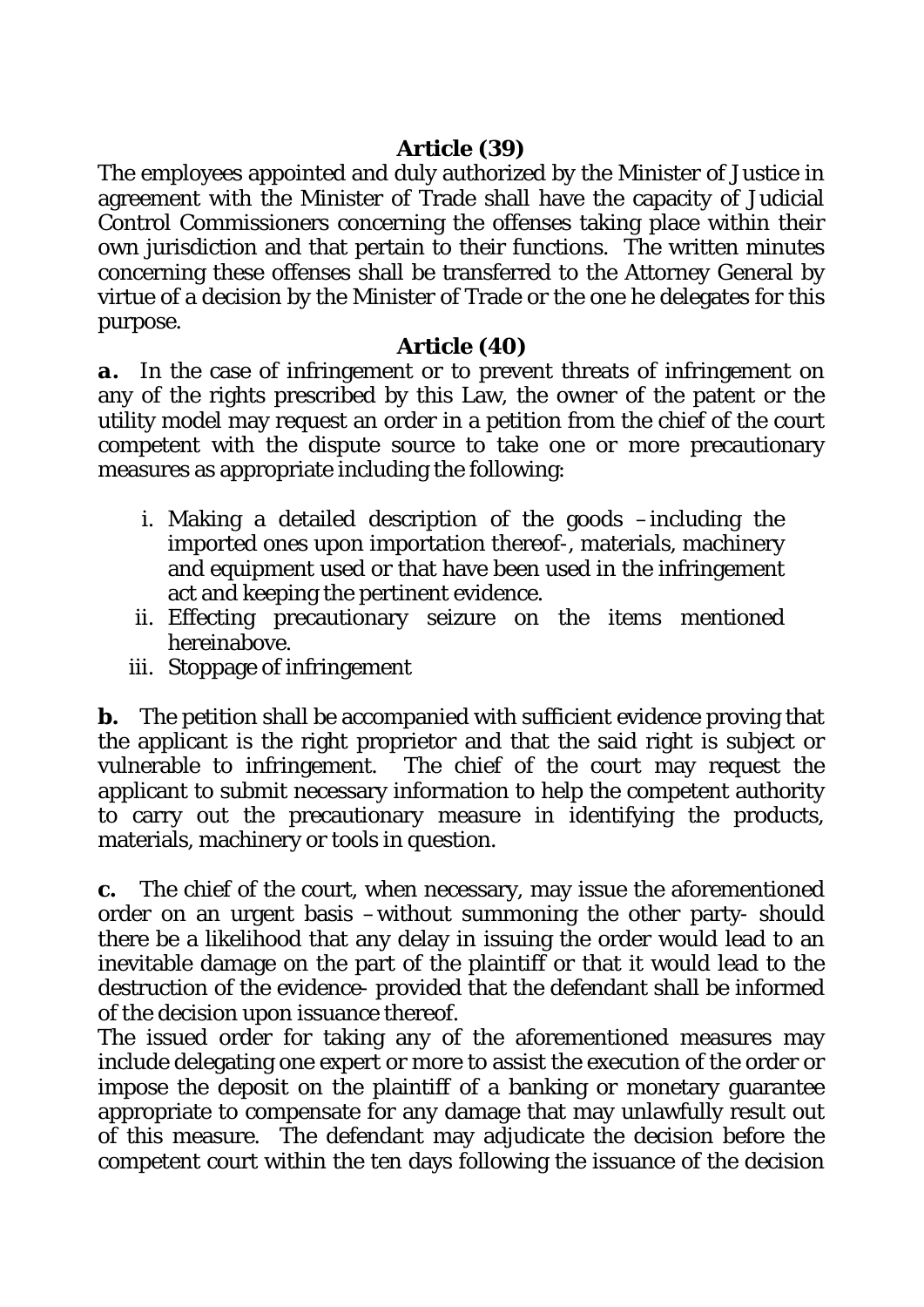**Article (39)**

The employees appointed and duly authorized by the Minister of Justice in agreement with the Minister of Trade shall have the capacity of Judicial Control Commissioners concerning the offenses taking place within their own jurisdiction and that pertain to their functions. The written minutes concerning these offenses shall be transferred to the Attorney General by virtue of a decision by the Minister of Trade or the one he delegates for this purpose.

**Article (40)**

**a.** In the case of infringement or to prevent threats of infringement on any of the rights prescribed by this Law, the owner of the patent or the utility model may request an order in a petition from the chief of the court competent with the dispute source to take one or more precautionary measures as appropriate including the following:

i. Making a detailed description of the goods –including the imported ones upon importation thereof-, materials, machinery and equipment used or that have been used in the infringement act and keeping the pertinent evidence.
ii. Effecting precautionary seizure on the items mentioned hereinabove.
iii. Stoppage of infringement

**b.** The petition shall be accompanied with sufficient evidence proving that the applicant is the right proprietor and that the said right is subject or vulnerable to infringement. The chief of the court may request the applicant to submit necessary information to help the competent authority to carry out the precautionary measure in identifying the products, materials, machinery or tools in question.

**c.** The chief of the court, when necessary, may issue the aforementioned order on an urgent basis –without summoning the other party- should there be a likelihood that any delay in issuing the order would lead to an inevitable damage on the part of the plaintiff or that it would lead to the destruction of the evidence- provided that the defendant shall be informed of the decision upon issuance thereof.

The issued order for taking any of the aforementioned measures may include delegating one expert or more to assist the execution of the order or impose the deposit on the plaintiff of a banking or monetary guarantee appropriate to compensate for any damage that may unlawfully result out of this measure. The defendant may adjudicate the decision before the competent court within the ten days following the issuance of the decision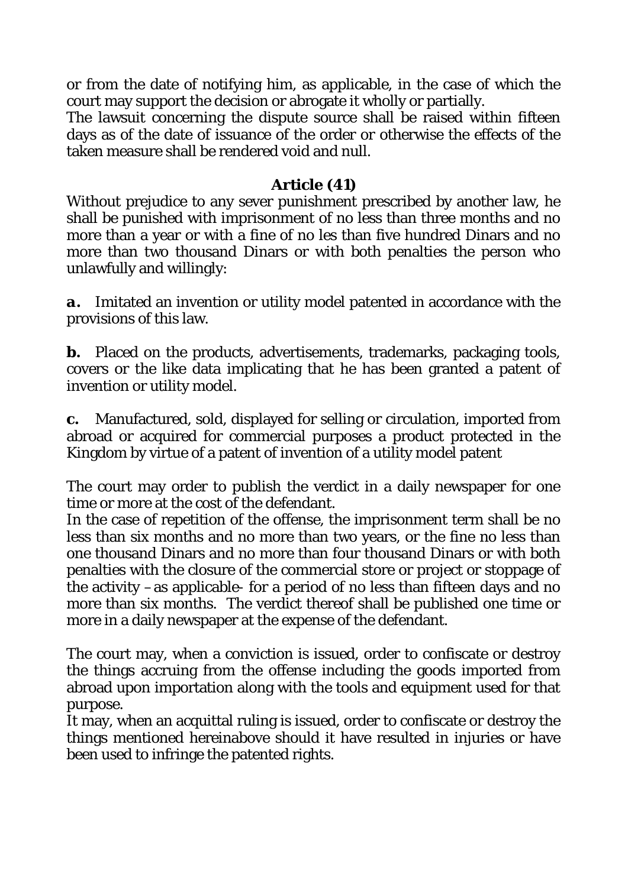or from the date of notifying him, as applicable, in the case of which the court may support the decision or abrogate it wholly or partially.

The lawsuit concerning the dispute source shall be raised within fifteen days as of the date of issuance of the order or otherwise the effects of the taken measure shall be rendered void and null.

## Article (41)

Without prejudice to any sever punishment prescribed by another law, he shall be punished with imprisonment of no less than three months and no more than a year or with a fine of no les than five hundred Dinars and no more than two thousand Dinars or with both penalties the person who unlawfully and willingly:

**a.** Imitated an invention or utility model patented in accordance with the provisions of this law.

**b.** Placed on the products, advertisements, trademarks, packaging tools, covers or the like data implicating that he has been granted a patent of invention or utility model.

**c.** Manufactured, sold, displayed for selling or circulation, imported from abroad or acquired for commercial purposes a product protected in the Kingdom by virtue of a patent of invention of a utility model patent

The court may order to publish the verdict in a daily newspaper for one time or more at the cost of the defendant.

In the case of repetition of the offense, the imprisonment term shall be no less than six months and no more than two years, or the fine no less than one thousand Dinars and no more than four thousand Dinars or with both penalties with the closure of the commercial store or project or stoppage of the activity –as applicable- for a period of no less than fifteen days and no more than six months. The verdict thereof shall be published one time or more in a daily newspaper at the expense of the defendant.

The court may, when a conviction is issued, order to confiscate or destroy the things accruing from the offense including the goods imported from abroad upon importation along with the tools and equipment used for that purpose.

It may, when an acquittal ruling is issued, order to confiscate or destroy the things mentioned hereinabove should it have resulted in injuries or have been used to infringe the patented rights.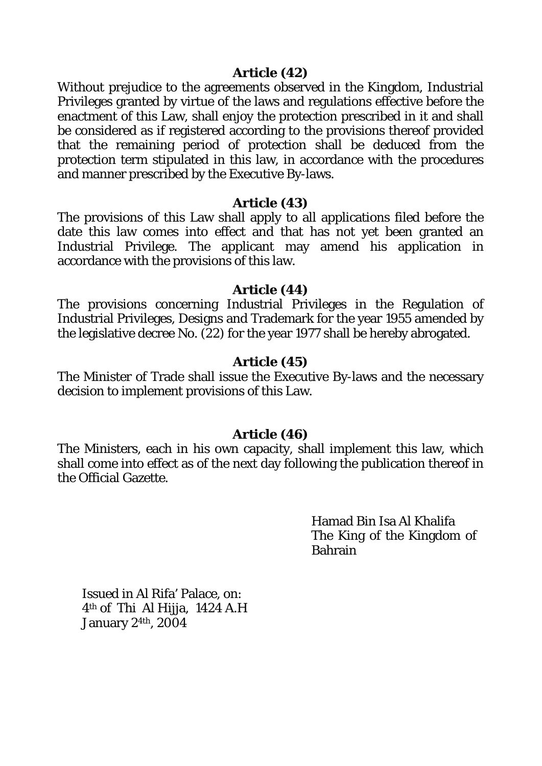**Article (42)**

Without prejudice to the agreements observed in the Kingdom, Industrial Privileges granted by virtue of the laws and regulations effective before the enactment of this Law, shall enjoy the protection prescribed in it and shall be considered as if registered according to the provisions thereof provided that the remaining period of protection shall be deduced from the protection term stipulated in this law, in accordance with the procedures and manner prescribed by the Executive By-laws.

**Article (43)**

The provisions of this Law shall apply to all applications filed before the date this law comes into effect and that has not yet been granted an Industrial Privilege. The applicant may amend his application in accordance with the provisions of this law.

**Article (44)**

The provisions concerning Industrial Privileges in the Regulation of Industrial Privileges, Designs and Trademark for the year 1955 amended by the legislative decree No. (22) for the year 1977 shall be hereby abrogated.

**Article (45)**

The Minister of Trade shall issue the Executive By-laws and the necessary decision to implement provisions of this Law.

**Article (46)**

The Ministers, each in his own capacity, shall implement this law, which shall come into effect as of the next day following the publication thereof in the Official Gazette.

Hamad Bin Isa Al Khalifa
The King of the Kingdom of Bahrain

Issued in Al Rifa' Palace, on:
4th of Thi Al Hijja, 1424 A.H
January 24th, 2004